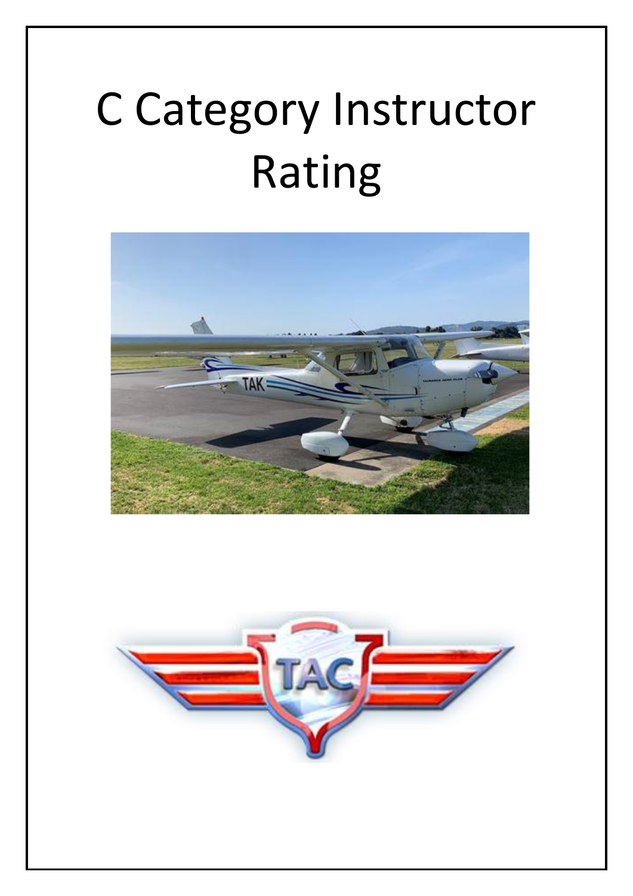# C Category Instructor Rating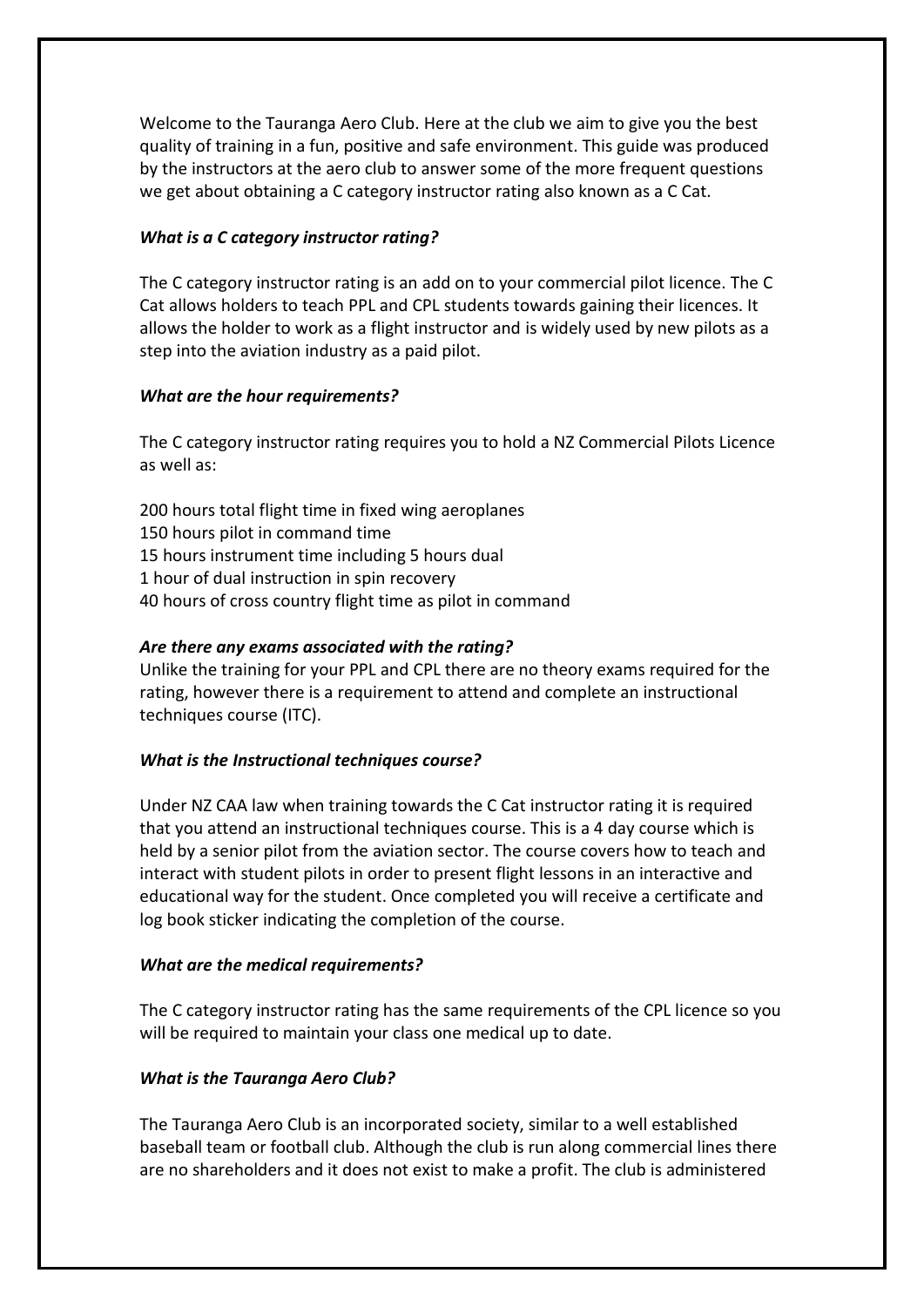Welcome to the Tauranga Aero Club. Here at the club we aim to give you the best quality of training in a fun, positive and safe environment. This guide was produced by the instructors at the aero club to answer some of the more frequent questions we get about obtaining a C category instructor rating also known as a C Cat.

***What is a C category instructor rating?***

The C category instructor rating is an add on to your commercial pilot licence. The C Cat allows holders to teach PPL and CPL students towards gaining their licences. It allows the holder to work as a flight instructor and is widely used by new pilots as a step into the aviation industry as a paid pilot.

***What are the hour requirements?***

The C category instructor rating requires you to hold a NZ Commercial Pilots Licence as well as:

200 hours total flight time in fixed wing aeroplanes
150 hours pilot in command time
15 hours instrument time including 5 hours dual
1 hour of dual instruction in spin recovery
40 hours of cross country flight time as pilot in command

***Are there any exams associated with the rating?***

Unlike the training for your PPL and CPL there are no theory exams required for the rating, however there is a requirement to attend and complete an instructional techniques course (ITC).

***What is the Instructional techniques course?***

Under NZ CAA law when training towards the C Cat instructor rating it is required that you attend an instructional techniques course. This is a 4 day course which is held by a senior pilot from the aviation sector. The course covers how to teach and interact with student pilots in order to present flight lessons in an interactive and educational way for the student. Once completed you will receive a certificate and log book sticker indicating the completion of the course.

***What are the medical requirements?***

The C category instructor rating has the same requirements of the CPL licence so you will be required to maintain your class one medical up to date.

***What is the Tauranga Aero Club?***

The Tauranga Aero Club is an incorporated society, similar to a well established baseball team or football club. Although the club is run along commercial lines there are no shareholders and it does not exist to make a profit. The club is administered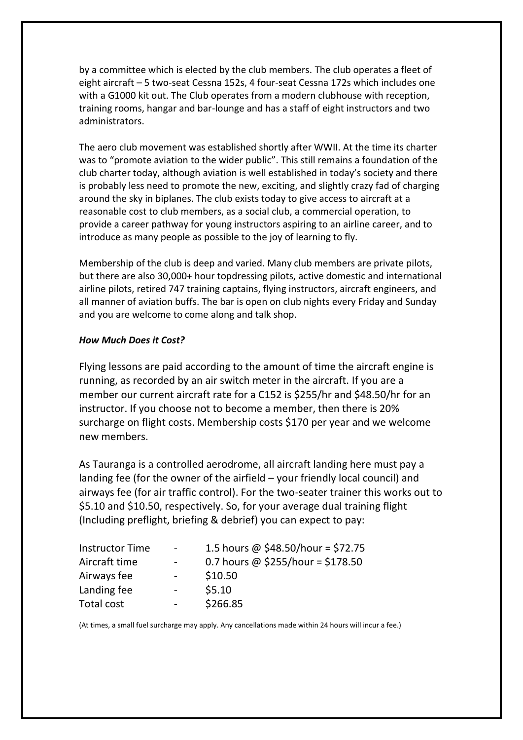by a committee which is elected by the club members. The club operates a fleet of eight aircraft – 5 two-seat Cessna 152s, 4 four-seat Cessna 172s which includes one with a G1000 kit out. The Club operates from a modern clubhouse with reception, training rooms, hangar and bar-lounge and has a staff of eight instructors and two administrators.

The aero club movement was established shortly after WWII. At the time its charter was to "promote aviation to the wider public". This still remains a foundation of the club charter today, although aviation is well established in today's society and there is probably less need to promote the new, exciting, and slightly crazy fad of charging around the sky in biplanes. The club exists today to give access to aircraft at a reasonable cost to club members, as a social club, a commercial operation, to provide a career pathway for young instructors aspiring to an airline career, and to introduce as many people as possible to the joy of learning to fly.

Membership of the club is deep and varied. Many club members are private pilots, but there are also 30,000+ hour topdressing pilots, active domestic and international airline pilots, retired 747 training captains, flying instructors, aircraft engineers, and all manner of aviation buffs. The bar is open on club nights every Friday and Sunday and you are welcome to come along and talk shop.

***How Much Does it Cost?***

Flying lessons are paid according to the amount of time the aircraft engine is running, as recorded by an air switch meter in the aircraft. If you are a member our current aircraft rate for a C152 is $255/hr and $48.50/hr for an instructor. If you choose not to become a member, then there is 20% surcharge on flight costs. Membership costs $170 per year and we welcome new members.

As Tauranga is a controlled aerodrome, all aircraft landing here must pay a landing fee (for the owner of the airfield – your friendly local council) and airways fee (for air traffic control). For the two-seater trainer this works out to $5.10 and $10.50, respectively. So, for your average dual training flight (Including preflight, briefing & debrief) you can expect to pay:

| | | |
|---|---|---|
| Instructor Time | - | 1.5 hours @ $48.50/hour = $72.75 |
| Aircraft time | - | 0.7 hours @ $255/hour = $178.50 |
| Airways fee | - | $10.50 |
| Landing fee | - | $5.10 |
| Total cost | - | $266.85 |

(At times, a small fuel surcharge may apply. Any cancellations made within 24 hours will incur a fee.)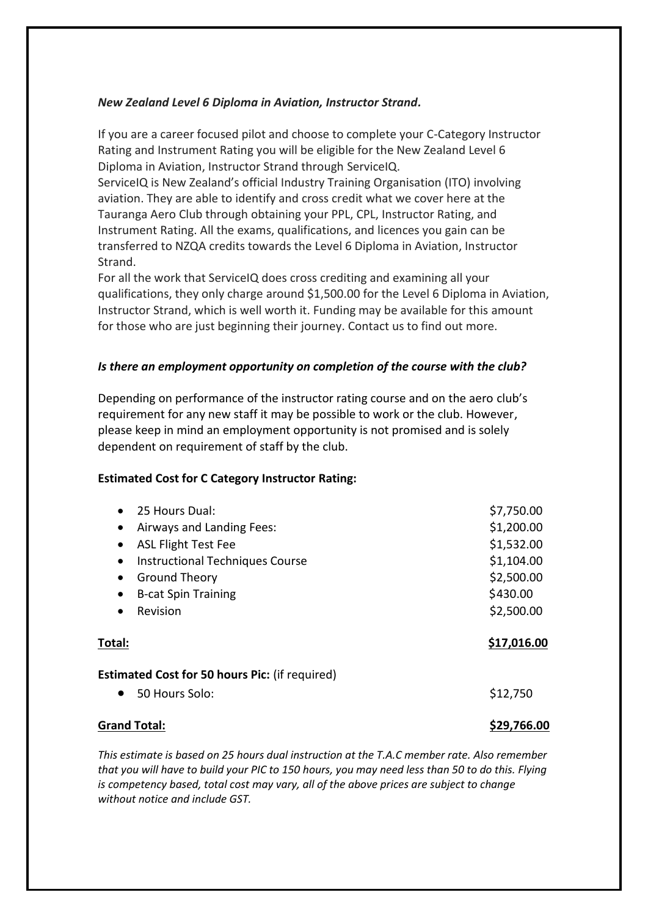***New Zealand Level 6 Diploma in Aviation, Instructor Strand.***

If you are a career focused pilot and choose to complete your C-Category Instructor Rating and Instrument Rating you will be eligible for the New Zealand Level 6 Diploma in Aviation, Instructor Strand through ServiceIQ.
ServiceIQ is New Zealand's official Industry Training Organisation (ITO) involving aviation. They are able to identify and cross credit what we cover here at the Tauranga Aero Club through obtaining your PPL, CPL, Instructor Rating, and Instrument Rating. All the exams, qualifications, and licences you gain can be transferred to NZQA credits towards the Level 6 Diploma in Aviation, Instructor Strand.
For all the work that ServiceIQ does cross crediting and examining all your qualifications, they only charge around $1,500.00 for the Level 6 Diploma in Aviation, Instructor Strand, which is well worth it. Funding may be available for this amount for those who are just beginning their journey. Contact us to find out more.

***Is there an employment opportunity on completion of the course with the club?***

Depending on performance of the instructor rating course and on the aero club's requirement for any new staff it may be possible to work or the club. However, please keep in mind an employment opportunity is not promised and is solely dependent on requirement of staff by the club.

**Estimated Cost for C Category Instructor Rating:**

| Item | Cost |
|---|---|
| • 25 Hours Dual: | $7,750.00 |
| • Airways and Landing Fees: | $1,200.00 |
| • ASL Flight Test Fee | $1,532.00 |
| • Instructional Techniques Course | $1,104.00 |
| • Ground Theory | $2,500.00 |
| • B-cat Spin Training | $430.00 |
| • Revision | $2,500.00 |
| **Total:** | **$17,016.00** |

**Estimated Cost for 50 hours Pic:** (if required)

| Item | Cost |
|---|---|
| • 50 Hours Solo: | $12,750 |
| **Grand Total:** | **$29,766.00** |

*This estimate is based on 25 hours dual instruction at the T.A.C member rate. Also remember that you will have to build your PIC to 150 hours, you may need less than 50 to do this. Flying is competency based, total cost may vary, all of the above prices are subject to change without notice and include GST.*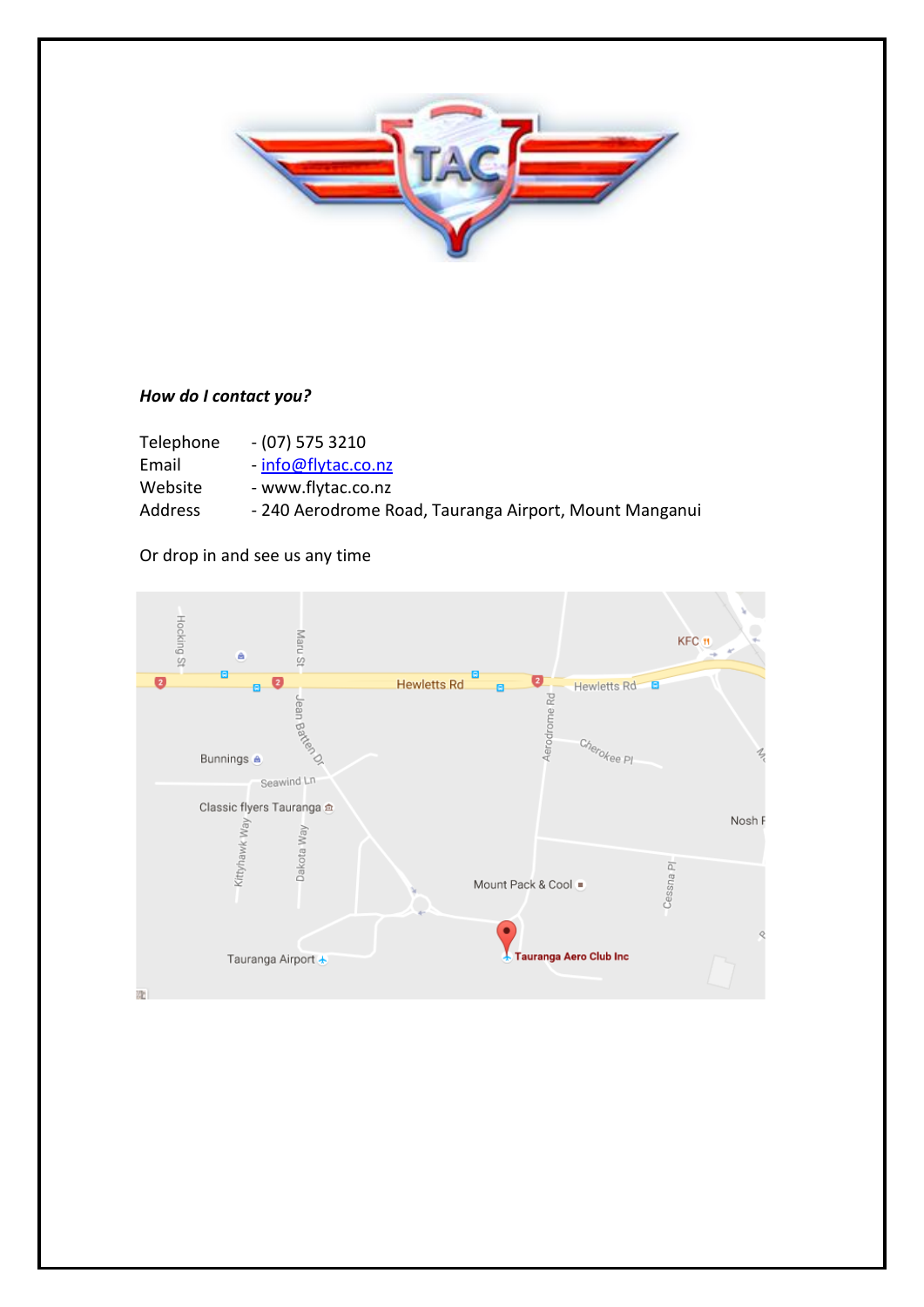***How do I contact you?***

Telephone - (07) 575 3210
Email - [info@flytac.co.nz](mailto:info@flytac.co.nz)
Website - www.flytac.co.nz
Address - 240 Aerodrome Road, Tauranga Airport, Mount Manganui

Or drop in and see us any time